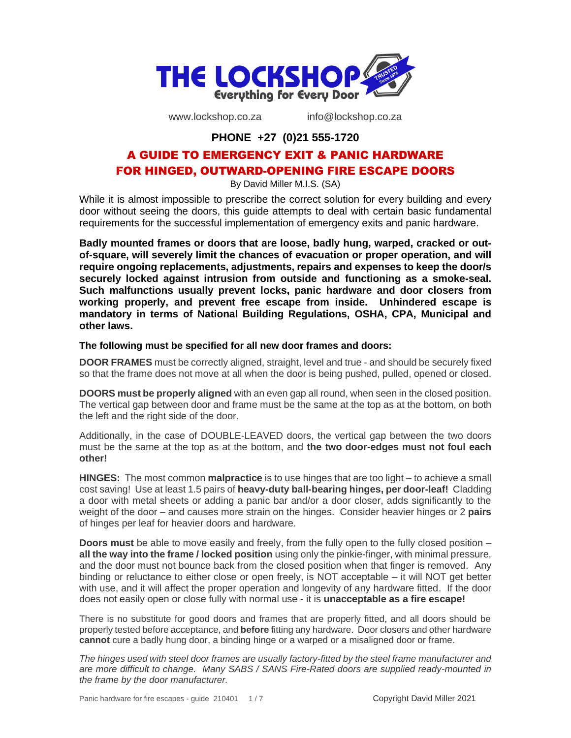THE LOCKSHOP
Everything for Every Door

www.lockshop.co.za     info@lockshop.co.za

**PHONE +27 (0)21 555-1720**

# A GUIDE TO EMERGENCY EXIT & PANIC HARDWARE FOR HINGED, OUTWARD-OPENING FIRE ESCAPE DOORS

By David Miller M.I.S. (SA)

While it is almost impossible to prescribe the correct solution for every building and every door without seeing the doors, this guide attempts to deal with certain basic fundamental requirements for the successful implementation of emergency exits and panic hardware.

**Badly mounted frames or doors that are loose, badly hung, warped, cracked or out-of-square, will severely limit the chances of evacuation or proper operation, and will require ongoing replacements, adjustments, repairs and expenses to keep the door/s securely locked against intrusion from outside and functioning as a smoke-seal. Such malfunctions usually prevent locks, panic hardware and door closers from working properly, and prevent free escape from inside. Unhindered escape is mandatory in terms of National Building Regulations, OSHA, CPA, Municipal and other laws.**

**The following must be specified for all new door frames and doors:**

**DOOR FRAMES** must be correctly aligned, straight, level and true - and should be securely fixed so that the frame does not move at all when the door is being pushed, pulled, opened or closed.

**DOORS must be properly aligned** with an even gap all round, when seen in the closed position. The vertical gap between door and frame must be the same at the top as at the bottom, on both the left and the right side of the door.

Additionally, in the case of DOUBLE-LEAVED doors, the vertical gap between the two doors must be the same at the top as at the bottom, and **the two door-edges must not foul each other!**

**HINGES:** The most common **malpractice** is to use hinges that are too light – to achieve a small cost saving! Use at least 1.5 pairs of **heavy-duty ball-bearing hinges, per door-leaf!** Cladding a door with metal sheets or adding a panic bar and/or a door closer, adds significantly to the weight of the door – and causes more strain on the hinges. Consider heavier hinges or 2 **pairs** of hinges per leaf for heavier doors and hardware.

**Doors must** be able to move easily and freely, from the fully open to the fully closed position – **all the way into the frame / locked position** using only the pinkie-finger, with minimal pressure, and the door must not bounce back from the closed position when that finger is removed. Any binding or reluctance to either close or open freely, is NOT acceptable – it will NOT get better with use, and it will affect the proper operation and longevity of any hardware fitted. If the door does not easily open or close fully with normal use - it is **unacceptable as a fire escape!**

There is no substitute for good doors and frames that are properly fitted, and all doors should be properly tested before acceptance, and **before** fitting any hardware. Door closers and other hardware **cannot** cure a badly hung door, a binding hinge or a warped or a misaligned door or frame.

*The hinges used with steel door frames are usually factory-fitted by the steel frame manufacturer and are more difficult to change. Many SABS / SANS Fire-Rated doors are supplied ready-mounted in the frame by the door manufacturer.*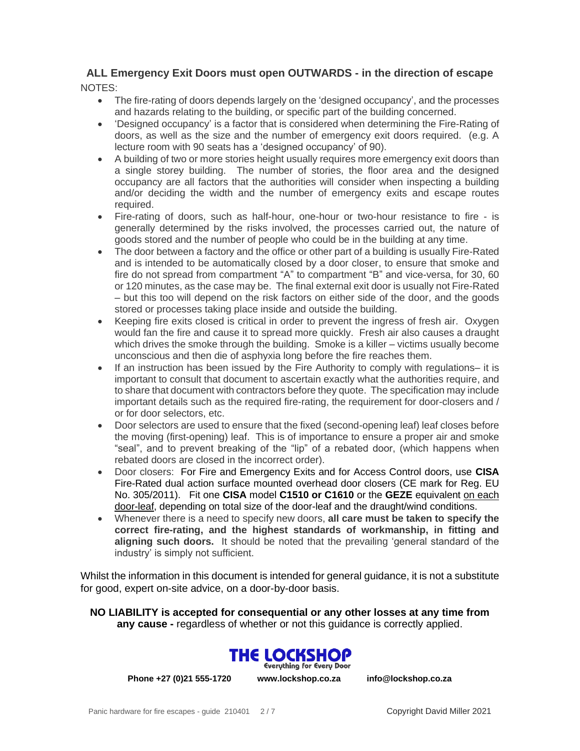## ALL Emergency Exit Doors must open OUTWARDS - in the direction of escape

NOTES:

- The fire-rating of doors depends largely on the 'designed occupancy', and the processes and hazards relating to the building, or specific part of the building concerned.
- 'Designed occupancy' is a factor that is considered when determining the Fire-Rating of doors, as well as the size and the number of emergency exit doors required. (e.g. A lecture room with 90 seats has a 'designed occupancy' of 90).
- A building of two or more stories height usually requires more emergency exit doors than a single storey building. The number of stories, the floor area and the designed occupancy are all factors that the authorities will consider when inspecting a building and/or deciding the width and the number of emergency exits and escape routes required.
- Fire-rating of doors, such as half-hour, one-hour or two-hour resistance to fire - is generally determined by the risks involved, the processes carried out, the nature of goods stored and the number of people who could be in the building at any time.
- The door between a factory and the office or other part of a building is usually Fire-Rated and is intended to be automatically closed by a door closer, to ensure that smoke and fire do not spread from compartment "A" to compartment "B" and vice-versa, for 30, 60 or 120 minutes, as the case may be. The final external exit door is usually not Fire-Rated – but this too will depend on the risk factors on either side of the door, and the goods stored or processes taking place inside and outside the building.
- Keeping fire exits closed is critical in order to prevent the ingress of fresh air. Oxygen would fan the fire and cause it to spread more quickly. Fresh air also causes a draught which drives the smoke through the building. Smoke is a killer – victims usually become unconscious and then die of asphyxia long before the fire reaches them.
- If an instruction has been issued by the Fire Authority to comply with regulations– it is important to consult that document to ascertain exactly what the authorities require, and to share that document with contractors before they quote. The specification may include important details such as the required fire-rating, the requirement for door-closers and / or for door selectors, etc.
- Door selectors are used to ensure that the fixed (second-opening leaf) leaf closes before the moving (first-opening) leaf. This is of importance to ensure a proper air and smoke "seal", and to prevent breaking of the "lip" of a rebated door, (which happens when rebated doors are closed in the incorrect order).
- Door closers: For Fire and Emergency Exits and for Access Control doors, use **CISA** Fire-Rated dual action surface mounted overhead door closers (CE mark for Reg. EU No. 305/2011). Fit one **CISA** model **C1510 or C1610** or the **GEZE** equivalent on each door-leaf, depending on total size of the door-leaf and the draught/wind conditions.
- Whenever there is a need to specify new doors, **all care must be taken to specify the correct fire-rating, and the highest standards of workmanship, in fitting and aligning such doors.** It should be noted that the prevailing 'general standard of the industry' is simply not sufficient.

Whilst the information in this document is intended for general guidance, it is not a substitute for good, expert on-site advice, on a door-by-door basis.

**NO LIABILITY is accepted for consequential or any other losses at any time from any cause -** regardless of whether or not this guidance is correctly applied.

**THE LOCKSHOP**
Everything for Every Door

**Phone +27 (0)21 555-1720** **www.lockshop.co.za** **info@lockshop.co.za**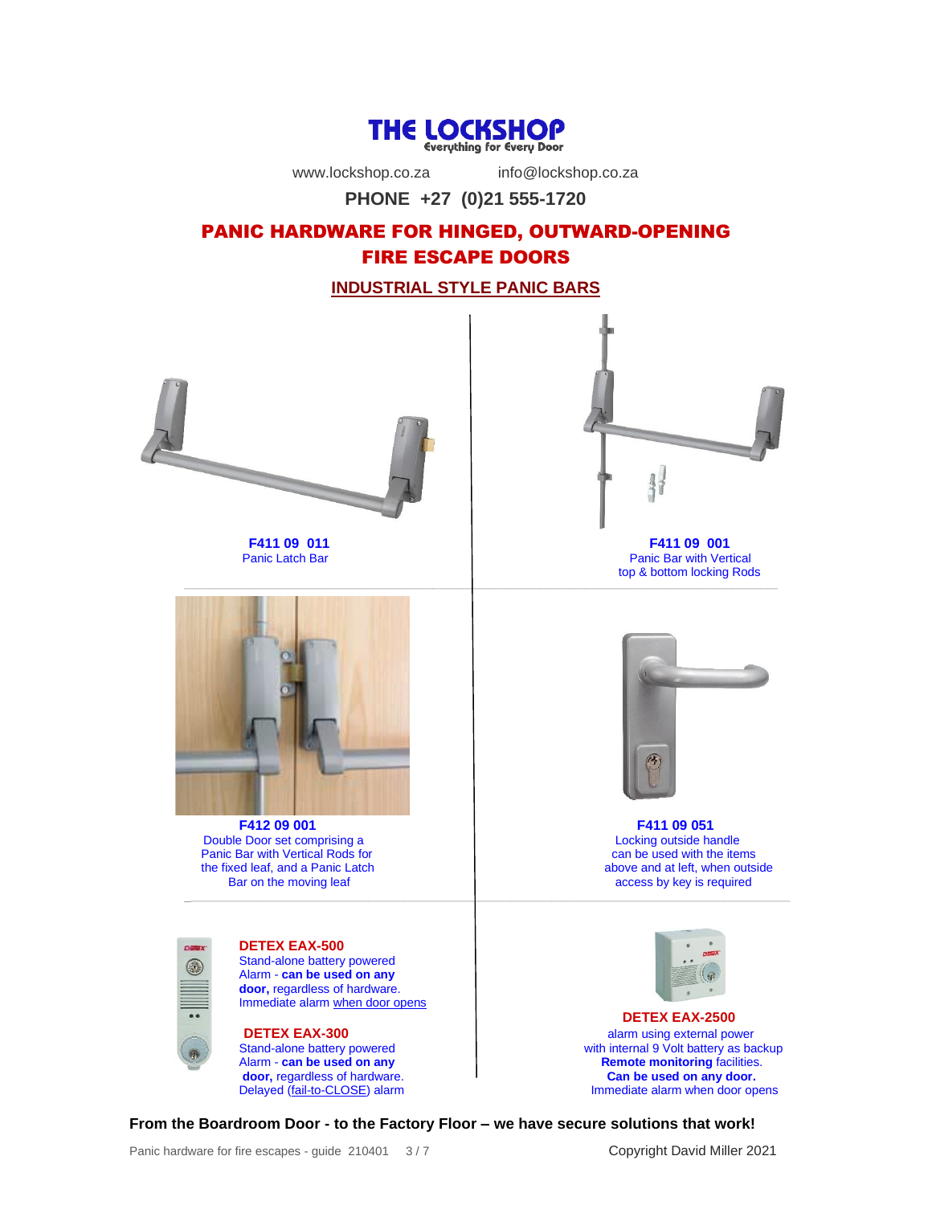# THE LOCKSHOP

Everything for Every Door

www.lockshop.co.za info@lockshop.co.za

**PHONE +27 (0)21 555-1720**

## PANIC HARDWARE FOR HINGED, OUTWARD-OPENING FIRE ESCAPE DOORS

### INDUSTRIAL STYLE PANIC BARS

**F411 09 011**
Panic Latch Bar

**F411 09 001**
Panic Bar with Vertical top & bottom locking Rods

**F412 09 001**
Double Door set comprising a Panic Bar with Vertical Rods for the fixed leaf, and a Panic Latch Bar on the moving leaf

**F411 09 051**
Locking outside handle can be used with the items above and at left, when outside access by key is required

**DETEX EAX-500**
Stand-alone battery powered Alarm - **can be used on any door,** regardless of hardware. Immediate alarm when door opens

**DETEX EAX-300**
Stand-alone battery powered Alarm - **can be used on any door,** regardless of hardware. Delayed (fail-to-CLOSE) alarm

**DETEX EAX-2500**
alarm using external power with internal 9 Volt battery as backup **Remote monitoring** facilities. **Can be used on any door.** Immediate alarm when door opens

**From the Boardroom Door - to the Factory Floor – we have secure solutions that work!**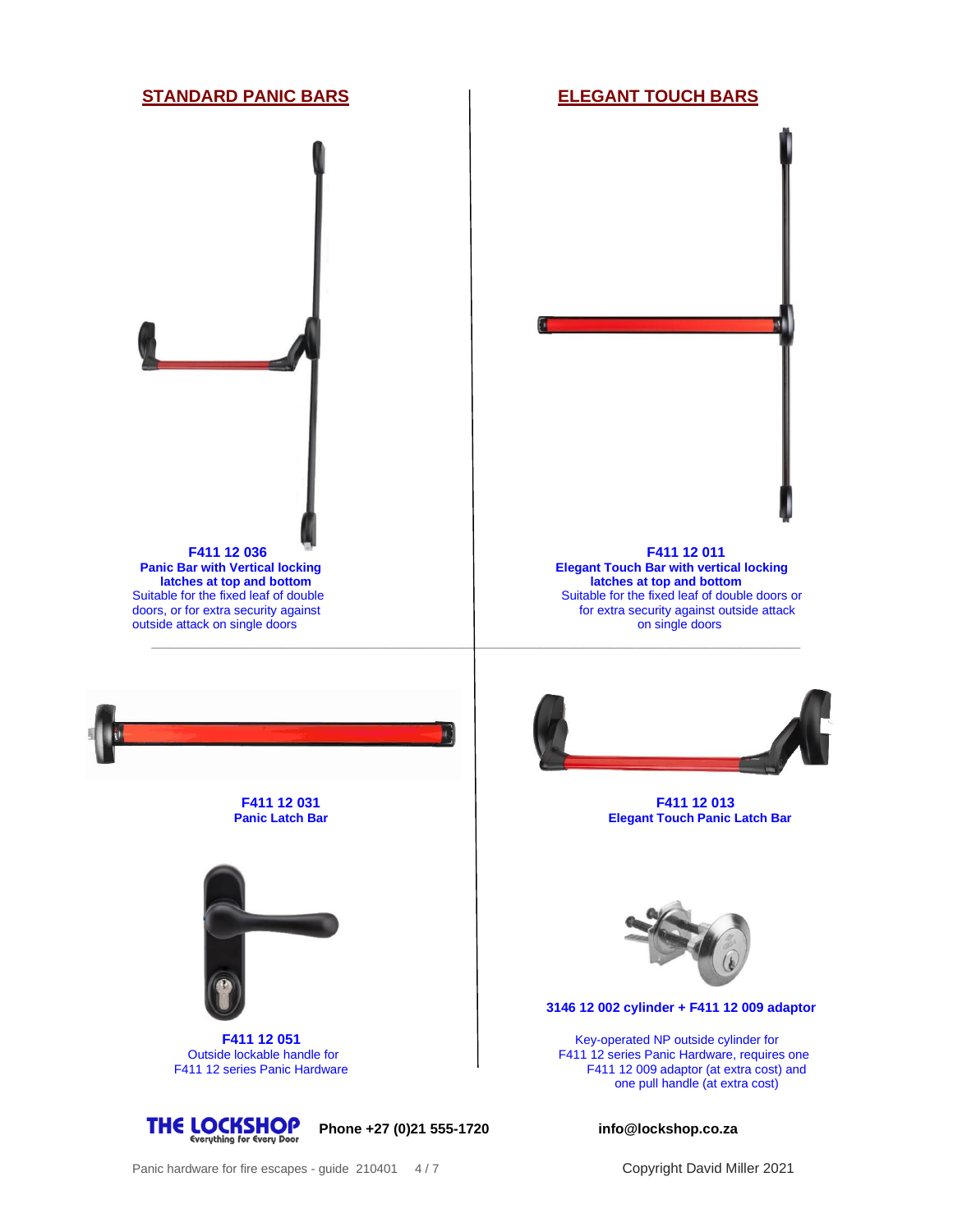## STANDARD PANIC BARS

**F411 12 036**
**Panic Bar with Vertical locking latches at top and bottom**
Suitable for the fixed leaf of double doors, or for extra security against outside attack on single doors

**F411 12 031**
**Panic Latch Bar**

**F411 12 051**
Outside lockable handle for F411 12 series Panic Hardware

## ELEGANT TOUCH BARS

**F411 12 011**
**Elegant Touch Bar with vertical locking latches at top and bottom**
Suitable for the fixed leaf of double doors or for extra security against outside attack on single doors

**F411 12 013**
**Elegant Touch Panic Latch Bar**

**3146 12 002 cylinder + F411 12 009 adaptor**

Key-operated NP outside cylinder for F411 12 series Panic Hardware, requires one F411 12 009 adaptor (at extra cost) and one pull handle (at extra cost)

**THE LOCKSHOP** Everything for Every Door **Phone +27 (0)21 555-1720** **info@lockshop.co.za**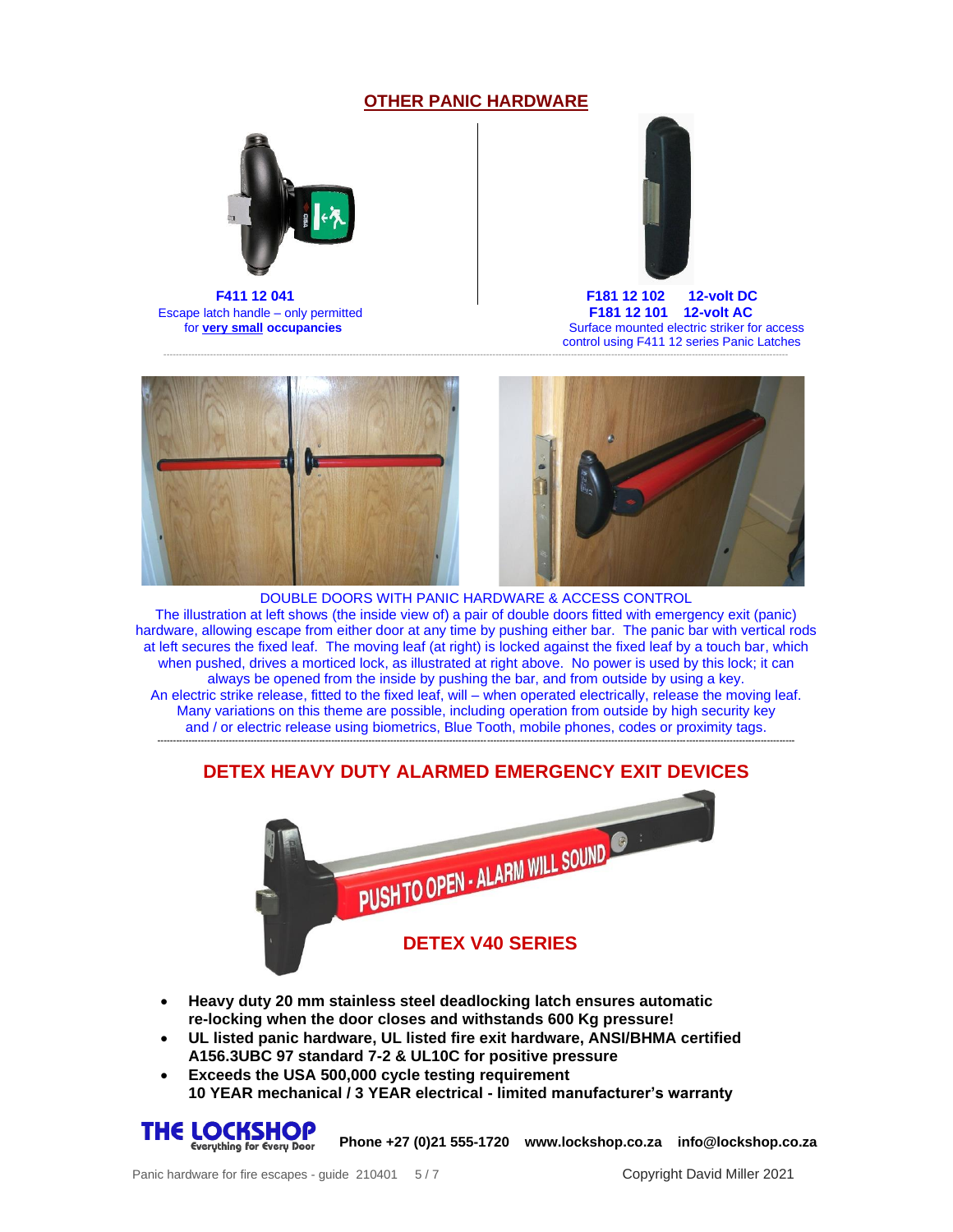## OTHER PANIC HARDWARE

**F411 12 041**
Escape latch handle – only permitted for **very small occupancies**

**F181 12 102 12-volt DC**
**F181 12 101 12-volt AC**
Surface mounted electric striker for access control using F411 12 series Panic Latches

DOUBLE DOORS WITH PANIC HARDWARE & ACCESS CONTROL

The illustration at left shows (the inside view of) a pair of double doors fitted with emergency exit (panic) hardware, allowing escape from either door at any time by pushing either bar. The panic bar with vertical rods at left secures the fixed leaf. The moving leaf (at right) is locked against the fixed leaf by a touch bar, which when pushed, drives a morticed lock, as illustrated at right above. No power is used by this lock; it can always be opened from the inside by pushing the bar, and from outside by using a key.
An electric strike release, fitted to the fixed leaf, will – when operated electrically, release the moving leaf. Many variations on this theme are possible, including operation from outside by high security key and / or electric release using biometrics, Blue Tooth, mobile phones, codes or proximity tags.

## DETEX HEAVY DUTY ALARMED EMERGENCY EXIT DEVICES

PUSH TO OPEN - ALARM WILL SOUND

**DETEX V40 SERIES**

- **Heavy duty 20 mm stainless steel deadlocking latch ensures automatic re-locking when the door closes and withstands 600 Kg pressure!**
- **UL listed panic hardware, UL listed fire exit hardware, ANSI/BHMA certified A156.3UBC 97 standard 7-2 & UL10C for positive pressure**
- **Exceeds the USA 500,000 cycle testing requirement**
  **10 YEAR mechanical / 3 YEAR electrical - limited manufacturer's warranty**

**THE LOCKSHOP** Everything for Every Door **Phone +27 (0)21 555-1720 www.lockshop.co.za info@lockshop.co.za**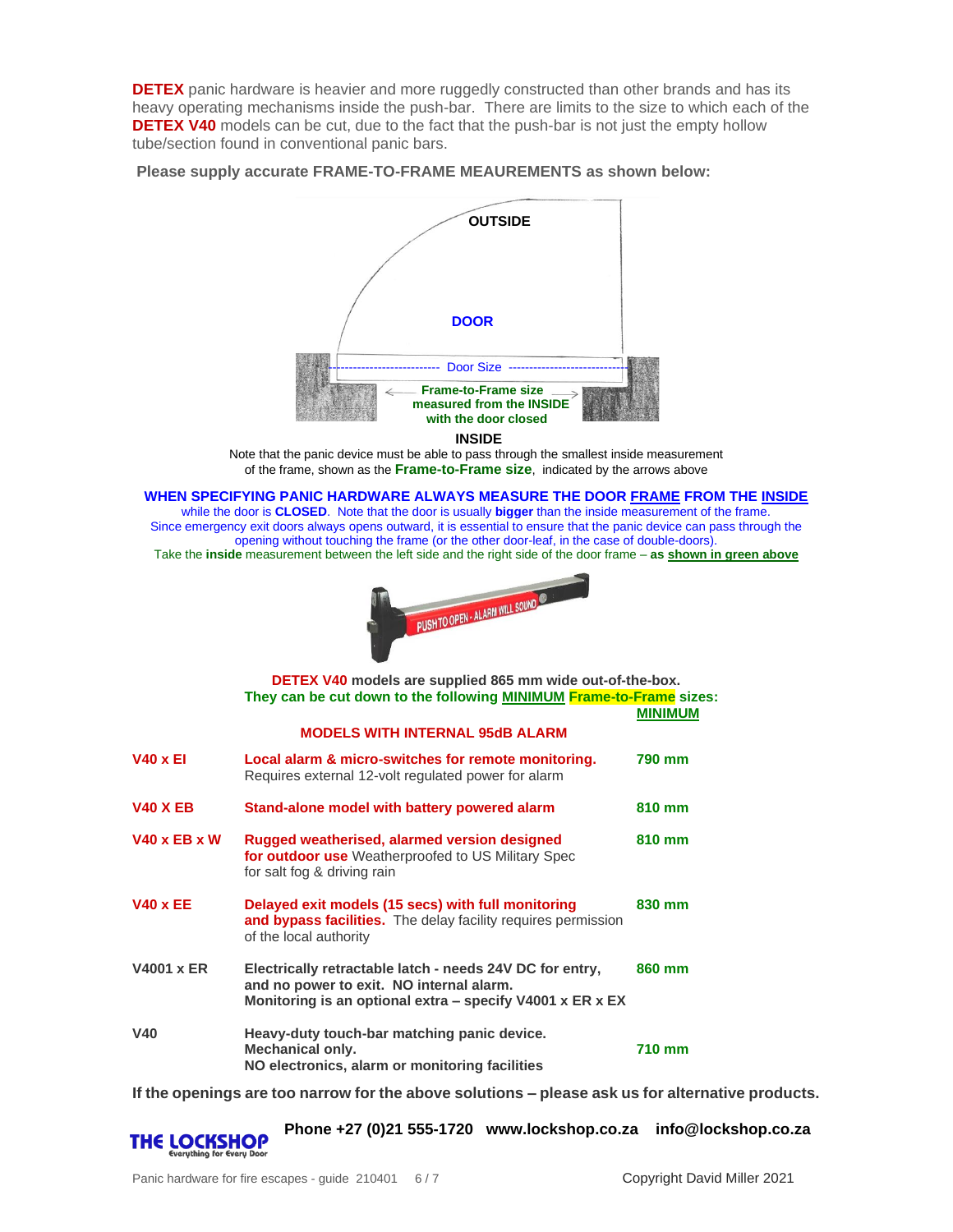**DETEX** panic hardware is heavier and more ruggedly constructed than other brands and has its heavy operating mechanisms inside the push-bar. There are limits to the size to which each of the **DETEX V40** models can be cut, due to the fact that the push-bar is not just the empty hollow tube/section found in conventional panic bars.

**Please supply accurate FRAME-TO-FRAME MEAUREMENTS as shown below:**

OUTSIDE

DOOR

Door Size

**Frame-to-Frame size measured from the INSIDE with the door closed**

**INSIDE**

Note that the panic device must be able to pass through the smallest inside measurement of the frame, shown as the **Frame-to-Frame size**, indicated by the arrows above

**WHEN SPECIFYING PANIC HARDWARE ALWAYS MEASURE THE DOOR FRAME FROM THE INSIDE** while the door is **CLOSED**. Note that the door is usually **bigger** than the inside measurement of the frame. Since emergency exit doors always opens outward, it is essential to ensure that the panic device can pass through the opening without touching the frame (or the other door-leaf, in the case of double-doors).
Take the **inside** measurement between the left side and the right side of the door frame – **as shown in green above**

PUSH TO OPEN - ALARM WILL SOUND

**DETEX V40 models are supplied 865 mm wide out-of-the-box.**
**They can be cut down to the following MINIMUM Frame-to-Frame sizes:**

| | **MODELS WITH INTERNAL 95dB ALARM** | **MINIMUM** |
|---|---|---|
| **V40 x EI** | **Local alarm & micro-switches for remote monitoring.** Requires external 12-volt regulated power for alarm | **790 mm** |
| **V40 X EB** | **Stand-alone model with battery powered alarm** | **810 mm** |
| **V40 x EB x W** | **Rugged weatherised, alarmed version designed for outdoor use** Weatherproofed to US Military Spec for salt fog & driving rain | **810 mm** |
| **V40 x EE** | **Delayed exit models (15 secs) with full monitoring and bypass facilities.** The delay facility requires permission of the local authority | **830 mm** |
| **V4001 x ER** | **Electrically retractable latch - needs 24V DC for entry, and no power to exit. NO internal alarm. Monitoring is an optional extra – specify V4001 x ER x EX** | **860 mm** |
| **V40** | **Heavy-duty touch-bar matching panic device. Mechanical only. NO electronics, alarm or monitoring facilities** | **710 mm** |

**If the openings are too narrow for the above solutions – please ask us for alternative products.**

**THE LOCKSHOP** Everything for Every Door

**Phone +27 (0)21 555-1720 www.lockshop.co.za info@lockshop.co.za**

Panic hardware for fire escapes - guide 210401

Copyright David Miller 2021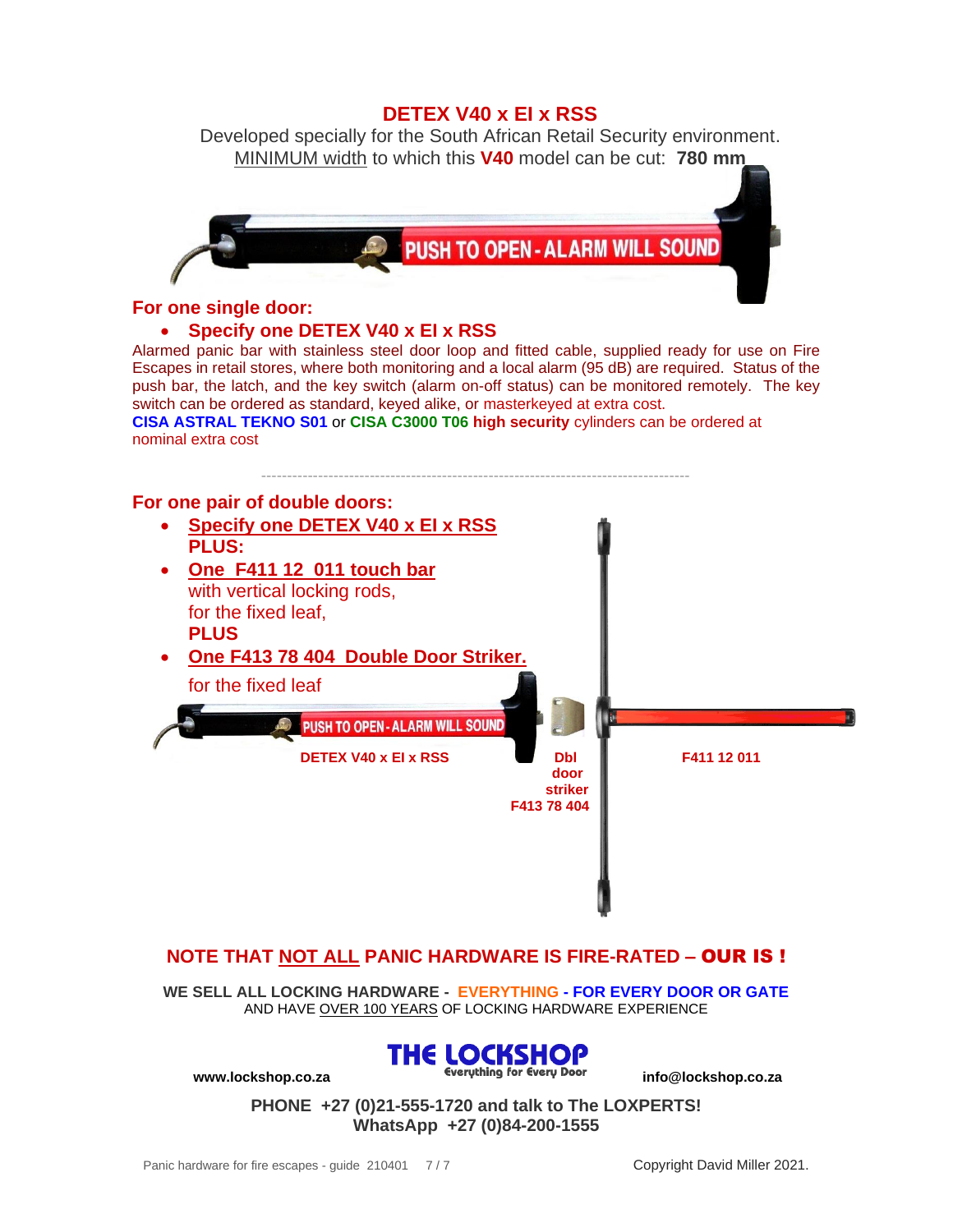# DETEX V40 x EI x RSS

Developed specially for the South African Retail Security environment.
MINIMUM width to which this **V40** model can be cut: **780 mm**

## For one single door:

- **Specify one DETEX V40 x EI x RSS**

Alarmed panic bar with stainless steel door loop and fitted cable, supplied ready for use on Fire Escapes in retail stores, where both monitoring and a local alarm (95 dB) are required. Status of the push bar, the latch, and the key switch (alarm on-off status) can be monitored remotely. The key switch can be ordered as standard, keyed alike, or masterkeyed at extra cost.
**CISA ASTRAL TEKNO S01** or **CISA C3000 T06 high security** cylinders can be ordered at nominal extra cost

---

## For one pair of double doors:

- **Specify one DETEX V40 x EI x RSS**
  **PLUS:**
- **One F411 12 011 touch bar**
  with vertical locking rods,
  for the fixed leaf,
  **PLUS**
- **One F413 78 404 Double Door Striker.**
  for the fixed leaf

DETEX V40 x EI x RSS

Dbl door striker F413 78 404

F411 12 011

**NOTE THAT NOT ALL PANIC HARDWARE IS FIRE-RATED – OUR IS !**

**WE SELL ALL LOCKING HARDWARE - EVERYTHING - FOR EVERY DOOR OR GATE**
AND HAVE OVER 100 YEARS OF LOCKING HARDWARE EXPERIENCE

**THE LOCKSHOP**
Everything for Every Door

**www.lockshop.co.za** **info@lockshop.co.za**

**PHONE +27 (0)21-555-1720 and talk to The LOXPERTS!**
**WhatsApp +27 (0)84-200-1555**

Panic hardware for fire escapes - guide 210401 Copyright David Miller 2021.